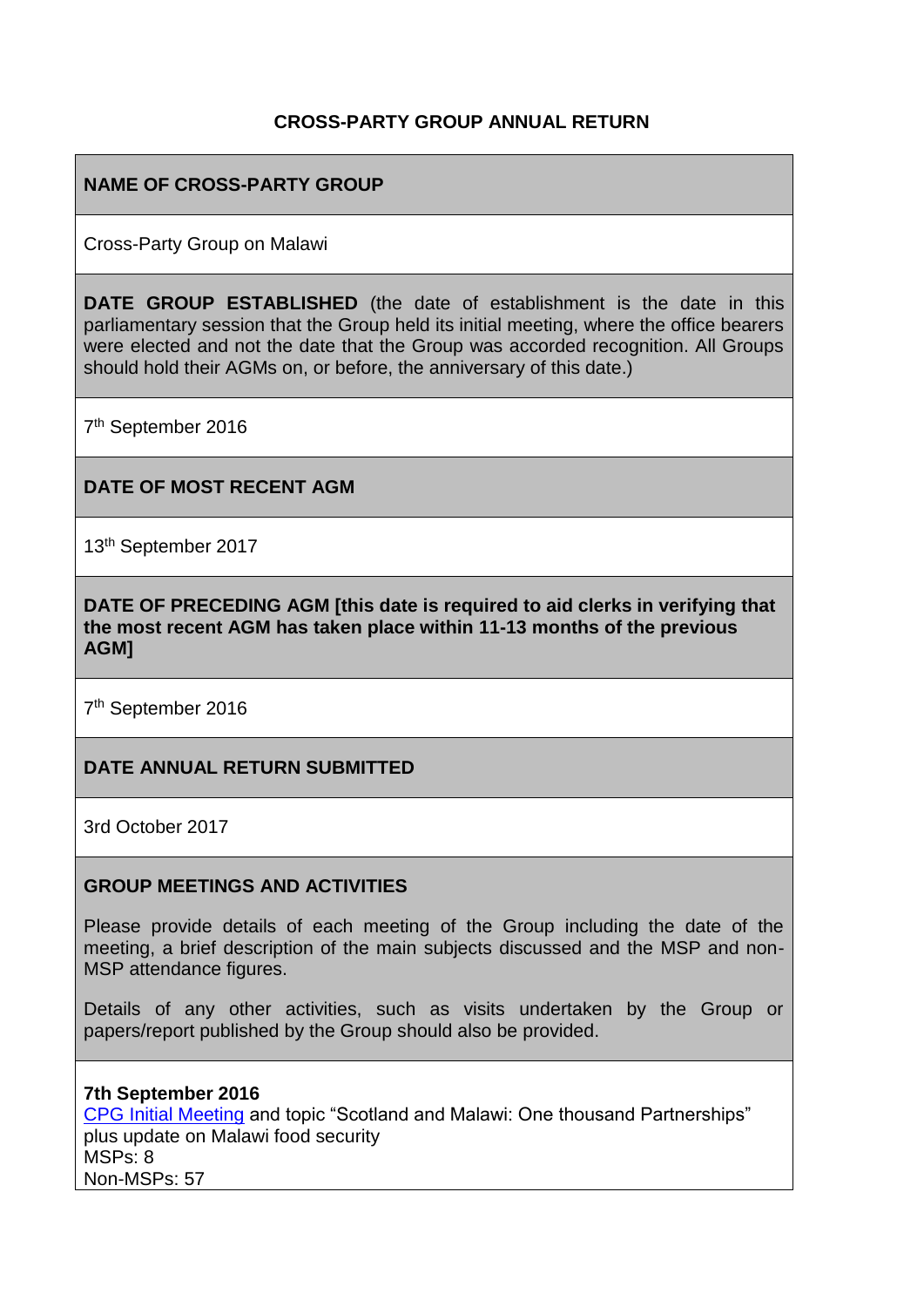**CROSS-PARTY GROUP ANNUAL RETURN**

**NAME OF CROSS-PARTY GROUP**

Cross-Party Group on Malawi

**DATE GROUP ESTABLISHED** (the date of establishment is the date in this parliamentary session that the Group held its initial meeting, where the office bearers were elected and not the date that the Group was accorded recognition. All Groups should hold their AGMs on, or before, the anniversary of this date.)

7th September 2016

**DATE OF MOST RECENT AGM**

13th September 2017

**DATE OF PRECEDING AGM [this date is required to aid clerks in verifying that the most recent AGM has taken place within 11-13 months of the previous AGM]**

7th September 2016

**DATE ANNUAL RETURN SUBMITTED**

3rd October 2017

**GROUP MEETINGS AND ACTIVITIES**

Please provide details of each meeting of the Group including the date of the meeting, a brief description of the main subjects discussed and the MSP and non-MSP attendance figures.

Details of any other activities, such as visits undertaken by the Group or papers/report published by the Group should also be provided.

**7th September 2016**
CPG Initial Meeting and topic "Scotland and Malawi: One thousand Partnerships" plus update on Malawi food security
MSPs: 8
Non-MSPs: 57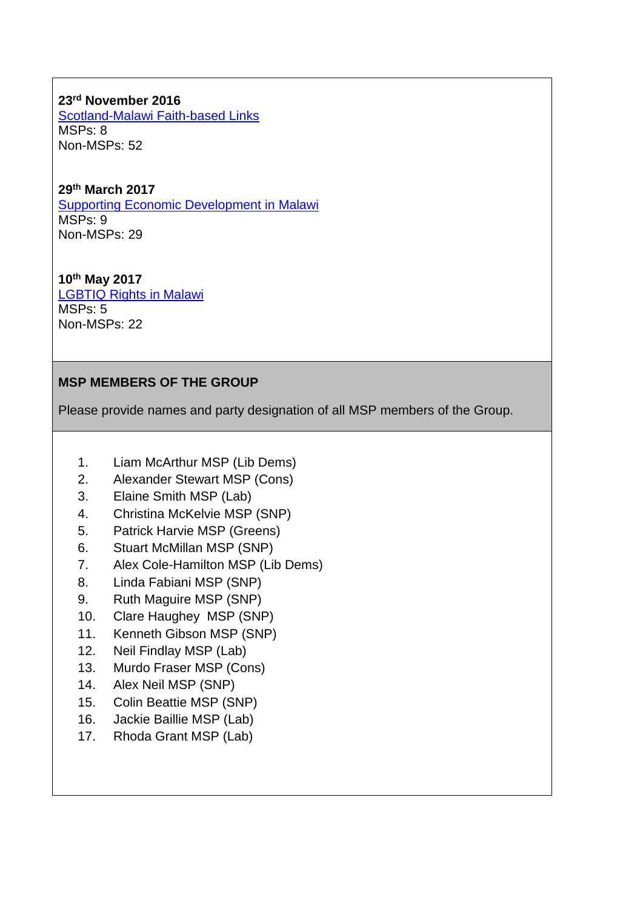**23rd November 2016**
Scotland-Malawi Faith-based Links
MSPs: 8
Non-MSPs: 52

**29th March 2017**
Supporting Economic Development in Malawi
MSPs: 9
Non-MSPs: 29

**10th May 2017**
LGBTIQ Rights in Malawi
MSPs: 5
Non-MSPs: 22

**MSP MEMBERS OF THE GROUP**

Please provide names and party designation of all MSP members of the Group.

1. Liam McArthur MSP (Lib Dems)
2. Alexander Stewart MSP (Cons)
3. Elaine Smith MSP (Lab)
4. Christina McKelvie MSP (SNP)
5. Patrick Harvie MSP (Greens)
6. Stuart McMillan MSP (SNP)
7. Alex Cole-Hamilton MSP (Lib Dems)
8. Linda Fabiani MSP (SNP)
9. Ruth Maguire MSP (SNP)
10. Clare Haughey MSP (SNP)
11. Kenneth Gibson MSP (SNP)
12. Neil Findlay MSP (Lab)
13. Murdo Fraser MSP (Cons)
14. Alex Neil MSP (SNP)
15. Colin Beattie MSP (SNP)
16. Jackie Baillie MSP (Lab)
17. Rhoda Grant MSP (Lab)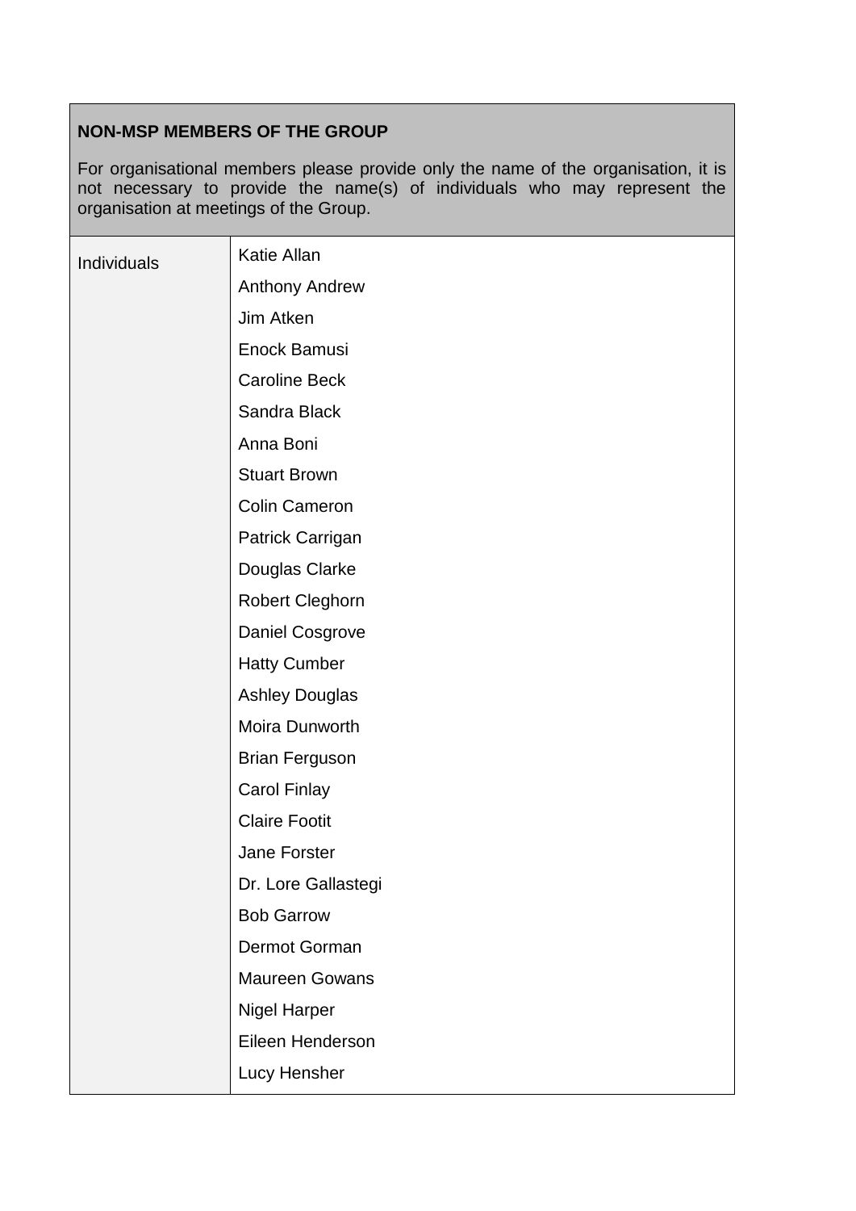**NON-MSP MEMBERS OF THE GROUP**

For organisational members please provide only the name of the organisation, it is not necessary to provide the name(s) of individuals who may represent the organisation at meetings of the Group.

| | |
|---|---|
| Individuals | Katie Allan |
| | Anthony Andrew |
| | Jim Atken |
| | Enock Bamusi |
| | Caroline Beck |
| | Sandra Black |
| | Anna Boni |
| | Stuart Brown |
| | Colin Cameron |
| | Patrick Carrigan |
| | Douglas Clarke |
| | Robert Cleghorn |
| | Daniel Cosgrove |
| | Hatty Cumber |
| | Ashley Douglas |
| | Moira Dunworth |
| | Brian Ferguson |
| | Carol Finlay |
| | Claire Footit |
| | Jane Forster |
| | Dr. Lore Gallastegi |
| | Bob Garrow |
| | Dermot Gorman |
| | Maureen Gowans |
| | Nigel Harper |
| | Eileen Henderson |
| | Lucy Hensher |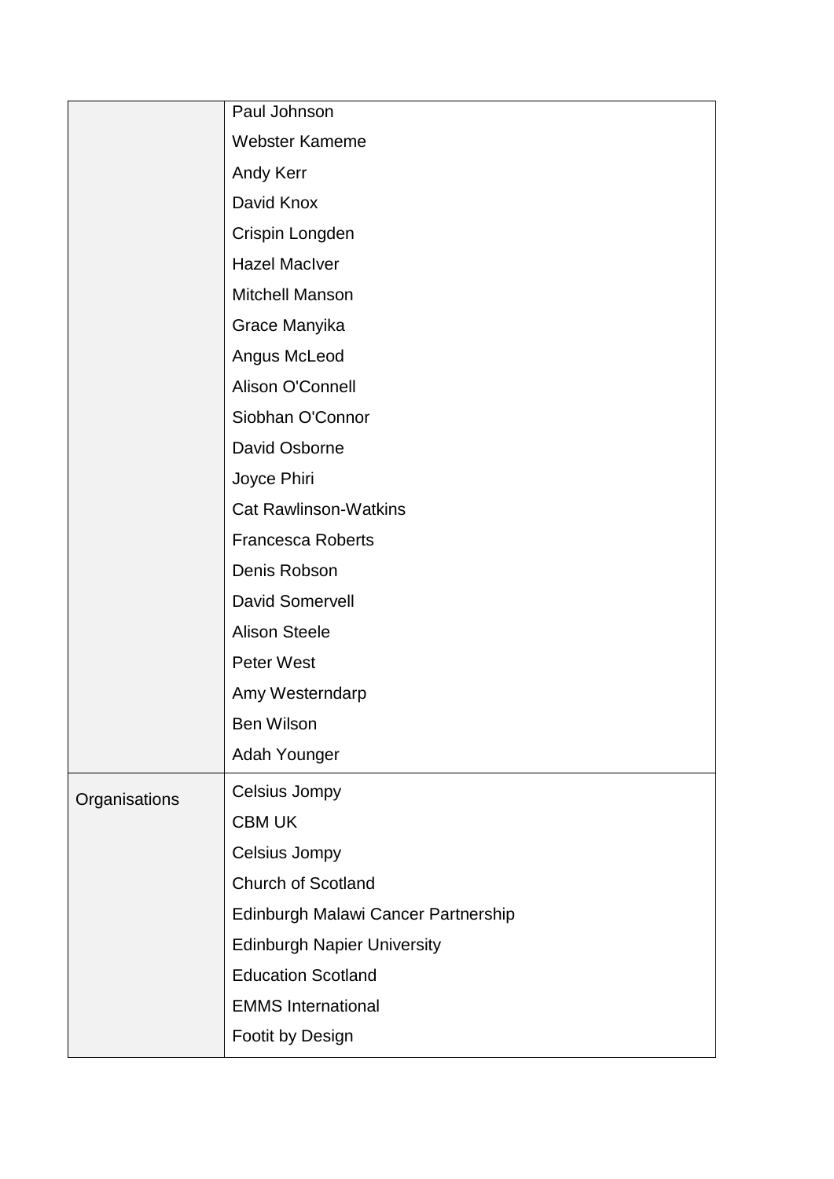| | |
|---|---|
| | Paul Johnson<br>Webster Kameme<br>Andy Kerr<br>David Knox<br>Crispin Longden<br>Hazel MacIver<br>Mitchell Manson<br>Grace Manyika<br>Angus McLeod<br>Alison O'Connell<br>Siobhan O'Connor<br>David Osborne<br>Joyce Phiri<br>Cat Rawlinson-Watkins<br>Francesca Roberts<br>Denis Robson<br>David Somervell<br>Alison Steele<br>Peter West<br>Amy Westerndarp<br>Ben Wilson<br>Adah Younger |
| Organisations | Celsius Jompy<br>CBM UK<br>Celsius Jompy<br>Church of Scotland<br>Edinburgh Malawi Cancer Partnership<br>Edinburgh Napier University<br>Education Scotland<br>EMMS International<br>Footit by Design |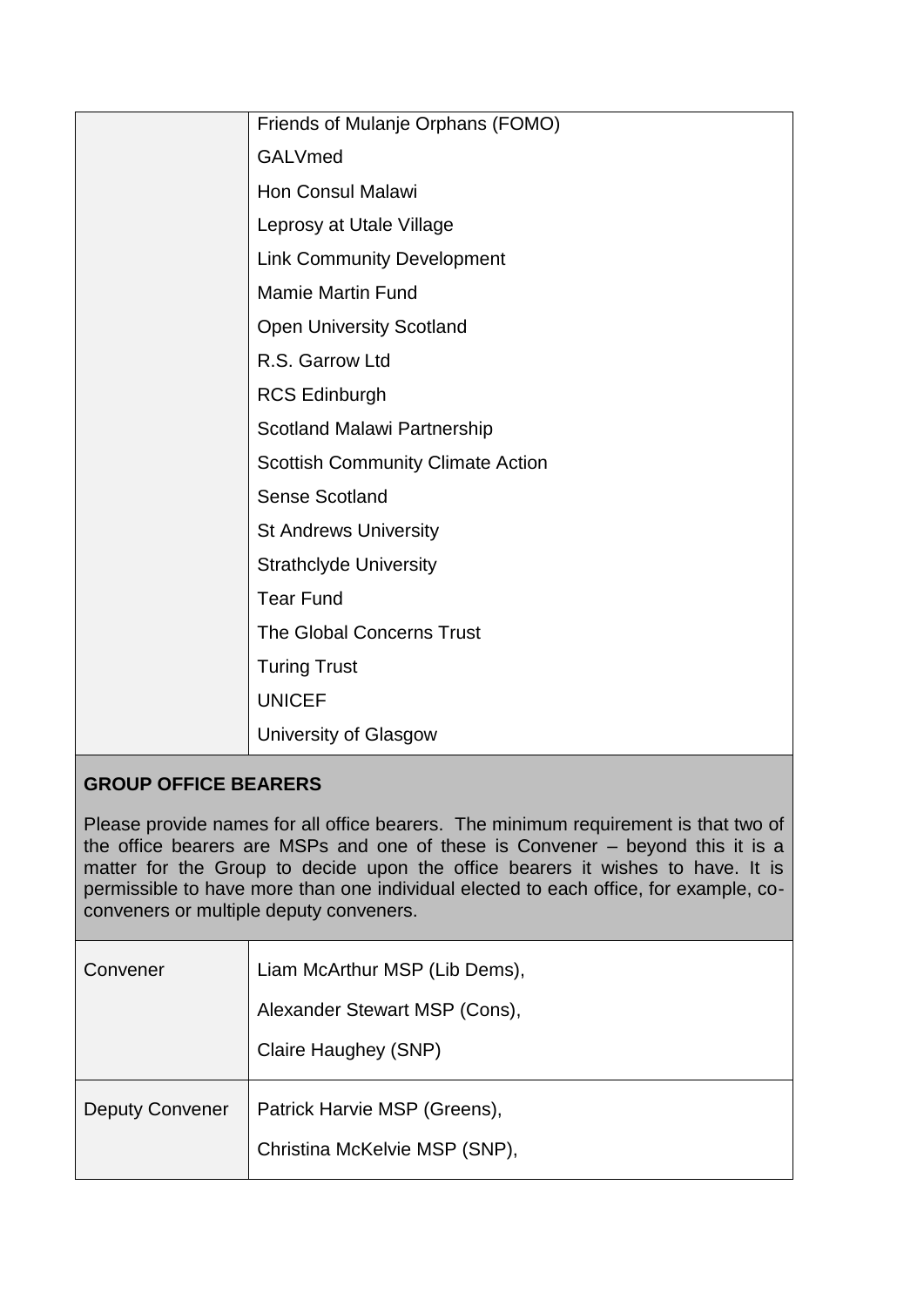| | |
|---|---|
| | Friends of Mulanje Orphans (FOMO)<br>GALVmed<br>Hon Consul Malawi<br>Leprosy at Utale Village<br>Link Community Development<br>Mamie Martin Fund<br>Open University Scotland<br>R.S. Garrow Ltd<br>RCS Edinburgh<br>Scotland Malawi Partnership<br>Scottish Community Climate Action<br>Sense Scotland<br>St Andrews University<br>Strathclyde University<br>Tear Fund<br>The Global Concerns Trust<br>Turing Trust<br>UNICEF<br>University of Glasgow |

**GROUP OFFICE BEARERS**

Please provide names for all office bearers. The minimum requirement is that two of the office bearers are MSPs and one of these is Convener – beyond this it is a matter for the Group to decide upon the office bearers it wishes to have. It is permissible to have more than one individual elected to each office, for example, co-conveners or multiple deputy conveners.

| | |
|---|---|
| Convener | Liam McArthur MSP (Lib Dems),<br>Alexander Stewart MSP (Cons),<br>Claire Haughey (SNP) |
| Deputy Convener | Patrick Harvie MSP (Greens),<br>Christina McKelvie MSP (SNP), |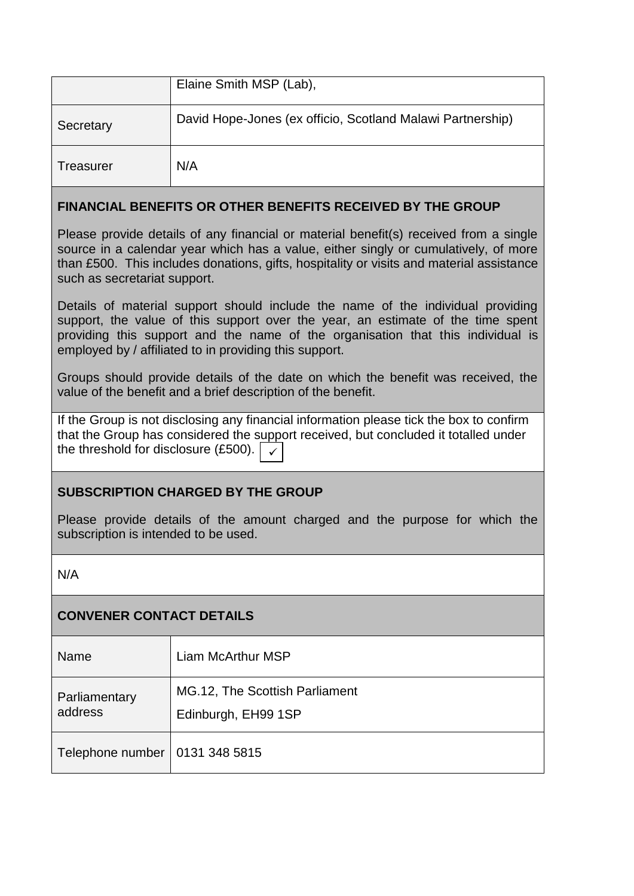| | |
|---|---|
| | Elaine Smith MSP (Lab), |
| Secretary | David Hope-Jones (ex officio, Scotland Malawi Partnership) |
| Treasurer | N/A |

**FINANCIAL BENEFITS OR OTHER BENEFITS RECEIVED BY THE GROUP**

Please provide details of any financial or material benefit(s) received from a single source in a calendar year which has a value, either singly or cumulatively, of more than £500. This includes donations, gifts, hospitality or visits and material assistance such as secretariat support.

Details of material support should include the name of the individual providing support, the value of this support over the year, an estimate of the time spent providing this support and the name of the organisation that this individual is employed by / affiliated to in providing this support.

Groups should provide details of the date on which the benefit was received, the value of the benefit and a brief description of the benefit.

If the Group is not disclosing any financial information please tick the box to confirm that the Group has considered the support received, but concluded it totalled under the threshold for disclosure (£500). ✓

**SUBSCRIPTION CHARGED BY THE GROUP**

Please provide details of the amount charged and the purpose for which the subscription is intended to be used.

N/A

**CONVENER CONTACT DETAILS**

| | |
|---|---|
| Name | Liam McArthur MSP |
| Parliamentary address | MG.12, The Scottish Parliament<br>Edinburgh, EH99 1SP |
| Telephone number | 0131 348 5815 |